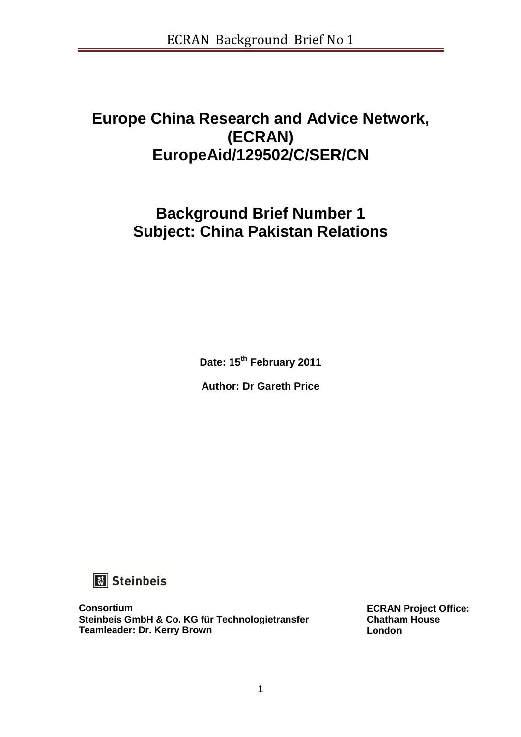# Europe China Research and Advice Network, (ECRAN) EuropeAid/129502/C/SER/CN

## Background Brief Number 1
## Subject: China Pakistan Relations

**Date: 15th February 2011**

**Author: Dr Gareth Price**

Steinbeis

**Consortium**
**Steinbeis GmbH & Co. KG für Technologietransfer**
**Teamleader: Dr. Kerry Brown**

**ECRAN Project Office:**
**Chatham House**
**London**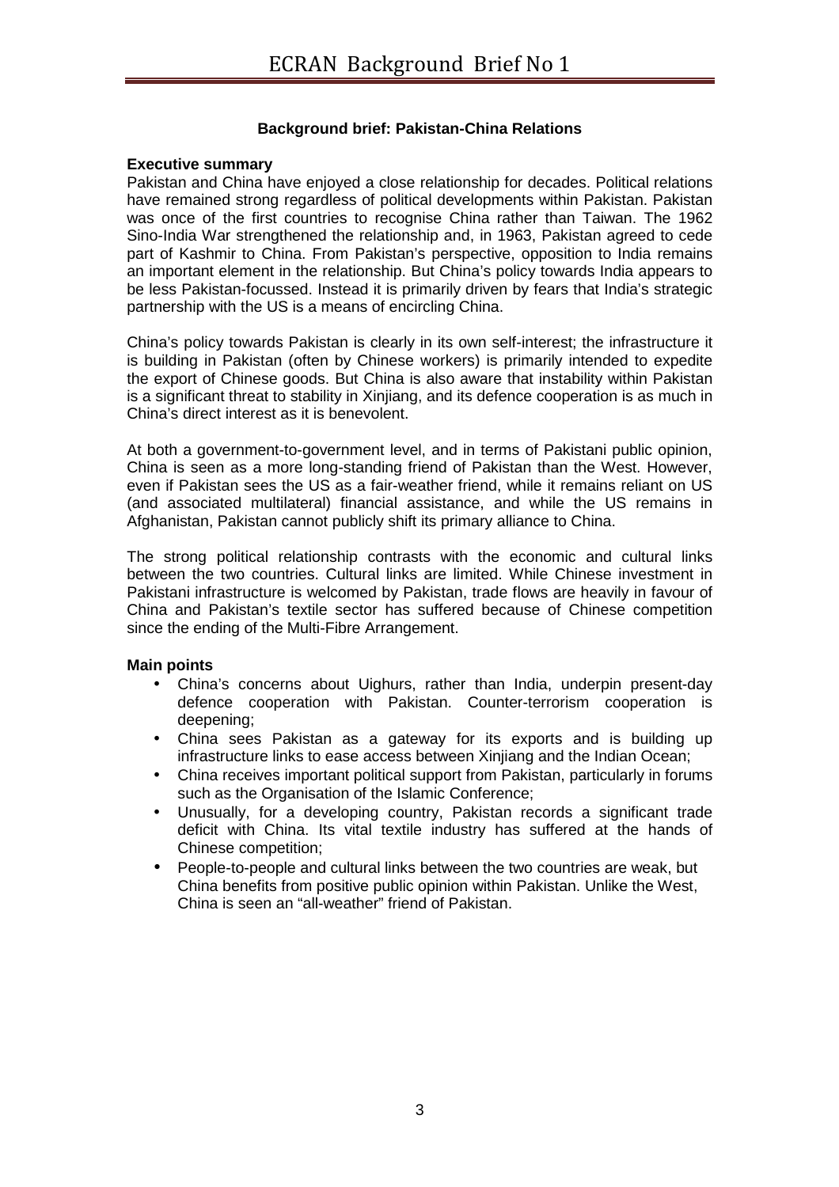## Background brief: Pakistan-China Relations

### Executive summary

Pakistan and China have enjoyed a close relationship for decades. Political relations have remained strong regardless of political developments within Pakistan. Pakistan was once of the first countries to recognise China rather than Taiwan. The 1962 Sino-India War strengthened the relationship and, in 1963, Pakistan agreed to cede part of Kashmir to China. From Pakistan's perspective, opposition to India remains an important element in the relationship. But China's policy towards India appears to be less Pakistan-focussed. Instead it is primarily driven by fears that India's strategic partnership with the US is a means of encircling China.

China's policy towards Pakistan is clearly in its own self-interest; the infrastructure it is building in Pakistan (often by Chinese workers) is primarily intended to expedite the export of Chinese goods. But China is also aware that instability within Pakistan is a significant threat to stability in Xinjiang, and its defence cooperation is as much in China's direct interest as it is benevolent.

At both a government-to-government level, and in terms of Pakistani public opinion, China is seen as a more long-standing friend of Pakistan than the West. However, even if Pakistan sees the US as a fair-weather friend, while it remains reliant on US (and associated multilateral) financial assistance, and while the US remains in Afghanistan, Pakistan cannot publicly shift its primary alliance to China.

The strong political relationship contrasts with the economic and cultural links between the two countries. Cultural links are limited. While Chinese investment in Pakistani infrastructure is welcomed by Pakistan, trade flows are heavily in favour of China and Pakistan's textile sector has suffered because of Chinese competition since the ending of the Multi-Fibre Arrangement.

### Main points

- China's concerns about Uighurs, rather than India, underpin present-day defence cooperation with Pakistan. Counter-terrorism cooperation is deepening;
- China sees Pakistan as a gateway for its exports and is building up infrastructure links to ease access between Xinjiang and the Indian Ocean;
- China receives important political support from Pakistan, particularly in forums such as the Organisation of the Islamic Conference;
- Unusually, for a developing country, Pakistan records a significant trade deficit with China. Its vital textile industry has suffered at the hands of Chinese competition;
- People-to-people and cultural links between the two countries are weak, but China benefits from positive public opinion within Pakistan. Unlike the West, China is seen an "all-weather" friend of Pakistan.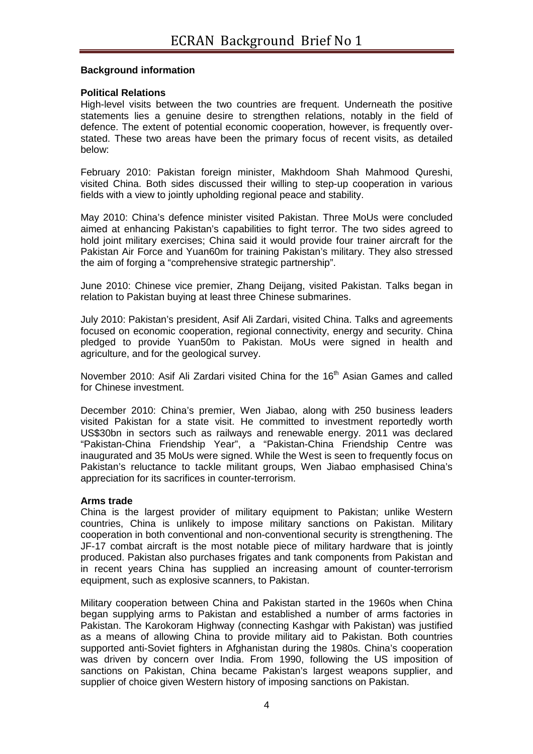**Background information**

**Political Relations**

High-level visits between the two countries are frequent. Underneath the positive statements lies a genuine desire to strengthen relations, notably in the field of defence. The extent of potential economic cooperation, however, is frequently over-stated. These two areas have been the primary focus of recent visits, as detailed below:

February 2010: Pakistan foreign minister, Makhdoom Shah Mahmood Qureshi, visited China. Both sides discussed their willing to step-up cooperation in various fields with a view to jointly upholding regional peace and stability.

May 2010: China's defence minister visited Pakistan. Three MoUs were concluded aimed at enhancing Pakistan's capabilities to fight terror. The two sides agreed to hold joint military exercises; China said it would provide four trainer aircraft for the Pakistan Air Force and Yuan60m for training Pakistan's military. They also stressed the aim of forging a "comprehensive strategic partnership".

June 2010: Chinese vice premier, Zhang Deijang, visited Pakistan. Talks began in relation to Pakistan buying at least three Chinese submarines.

July 2010: Pakistan's president, Asif Ali Zardari, visited China. Talks and agreements focused on economic cooperation, regional connectivity, energy and security. China pledged to provide Yuan50m to Pakistan. MoUs were signed in health and agriculture, and for the geological survey.

November 2010: Asif Ali Zardari visited China for the 16th Asian Games and called for Chinese investment.

December 2010: China's premier, Wen Jiabao, along with 250 business leaders visited Pakistan for a state visit. He committed to investment reportedly worth US$30bn in sectors such as railways and renewable energy. 2011 was declared "Pakistan-China Friendship Year", a "Pakistan-China Friendship Centre was inaugurated and 35 MoUs were signed. While the West is seen to frequently focus on Pakistan's reluctance to tackle militant groups, Wen Jiabao emphasised China's appreciation for its sacrifices in counter-terrorism.

**Arms trade**

China is the largest provider of military equipment to Pakistan; unlike Western countries, China is unlikely to impose military sanctions on Pakistan. Military cooperation in both conventional and non-conventional security is strengthening. The JF-17 combat aircraft is the most notable piece of military hardware that is jointly produced. Pakistan also purchases frigates and tank components from Pakistan and in recent years China has supplied an increasing amount of counter-terrorism equipment, such as explosive scanners, to Pakistan.

Military cooperation between China and Pakistan started in the 1960s when China began supplying arms to Pakistan and established a number of arms factories in Pakistan. The Karokoram Highway (connecting Kashgar with Pakistan) was justified as a means of allowing China to provide military aid to Pakistan. Both countries supported anti-Soviet fighters in Afghanistan during the 1980s. China's cooperation was driven by concern over India. From 1990, following the US imposition of sanctions on Pakistan, China became Pakistan's largest weapons supplier, and supplier of choice given Western history of imposing sanctions on Pakistan.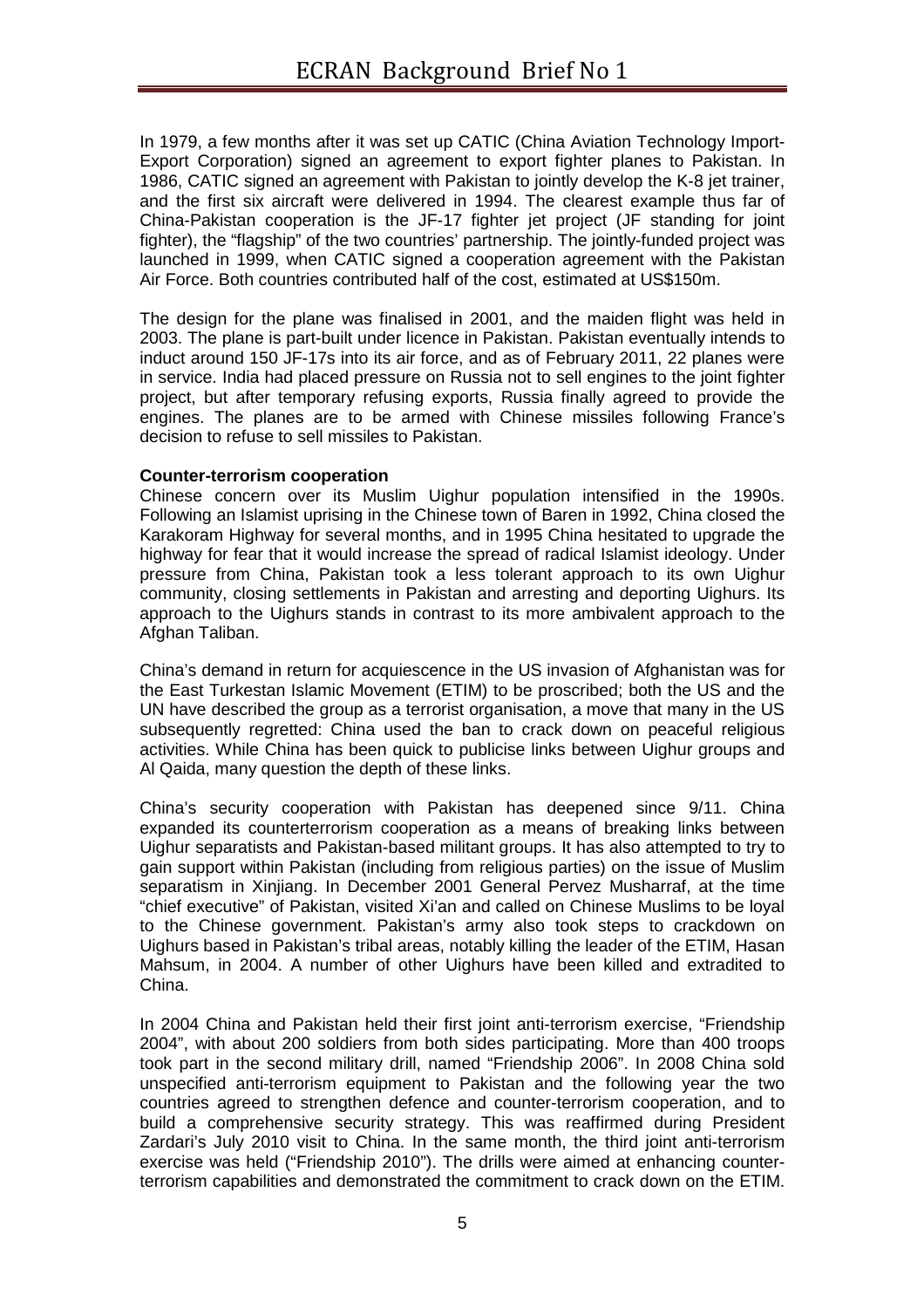In 1979, a few months after it was set up CATIC (China Aviation Technology Import-Export Corporation) signed an agreement to export fighter planes to Pakistan. In 1986, CATIC signed an agreement with Pakistan to jointly develop the K-8 jet trainer, and the first six aircraft were delivered in 1994. The clearest example thus far of China-Pakistan cooperation is the JF-17 fighter jet project (JF standing for joint fighter), the "flagship" of the two countries' partnership. The jointly-funded project was launched in 1999, when CATIC signed a cooperation agreement with the Pakistan Air Force. Both countries contributed half of the cost, estimated at US$150m.

The design for the plane was finalised in 2001, and the maiden flight was held in 2003. The plane is part-built under licence in Pakistan. Pakistan eventually intends to induct around 150 JF-17s into its air force, and as of February 2011, 22 planes were in service. India had placed pressure on Russia not to sell engines to the joint fighter project, but after temporary refusing exports, Russia finally agreed to provide the engines. The planes are to be armed with Chinese missiles following France's decision to refuse to sell missiles to Pakistan.

**Counter-terrorism cooperation**

Chinese concern over its Muslim Uighur population intensified in the 1990s. Following an Islamist uprising in the Chinese town of Baren in 1992, China closed the Karakoram Highway for several months, and in 1995 China hesitated to upgrade the highway for fear that it would increase the spread of radical Islamist ideology. Under pressure from China, Pakistan took a less tolerant approach to its own Uighur community, closing settlements in Pakistan and arresting and deporting Uighurs. Its approach to the Uighurs stands in contrast to its more ambivalent approach to the Afghan Taliban.

China's demand in return for acquiescence in the US invasion of Afghanistan was for the East Turkestan Islamic Movement (ETIM) to be proscribed; both the US and the UN have described the group as a terrorist organisation, a move that many in the US subsequently regretted: China used the ban to crack down on peaceful religious activities. While China has been quick to publicise links between Uighur groups and Al Qaida, many question the depth of these links.

China's security cooperation with Pakistan has deepened since 9/11. China expanded its counterterrorism cooperation as a means of breaking links between Uighur separatists and Pakistan-based militant groups. It has also attempted to try to gain support within Pakistan (including from religious parties) on the issue of Muslim separatism in Xinjiang. In December 2001 General Pervez Musharraf, at the time "chief executive" of Pakistan, visited Xi'an and called on Chinese Muslims to be loyal to the Chinese government. Pakistan's army also took steps to crackdown on Uighurs based in Pakistan's tribal areas, notably killing the leader of the ETIM, Hasan Mahsum, in 2004. A number of other Uighurs have been killed and extradited to China.

In 2004 China and Pakistan held their first joint anti-terrorism exercise, "Friendship 2004", with about 200 soldiers from both sides participating. More than 400 troops took part in the second military drill, named "Friendship 2006". In 2008 China sold unspecified anti-terrorism equipment to Pakistan and the following year the two countries agreed to strengthen defence and counter-terrorism cooperation, and to build a comprehensive security strategy. This was reaffirmed during President Zardari's July 2010 visit to China. In the same month, the third joint anti-terrorism exercise was held ("Friendship 2010"). The drills were aimed at enhancing counter-terrorism capabilities and demonstrated the commitment to crack down on the ETIM.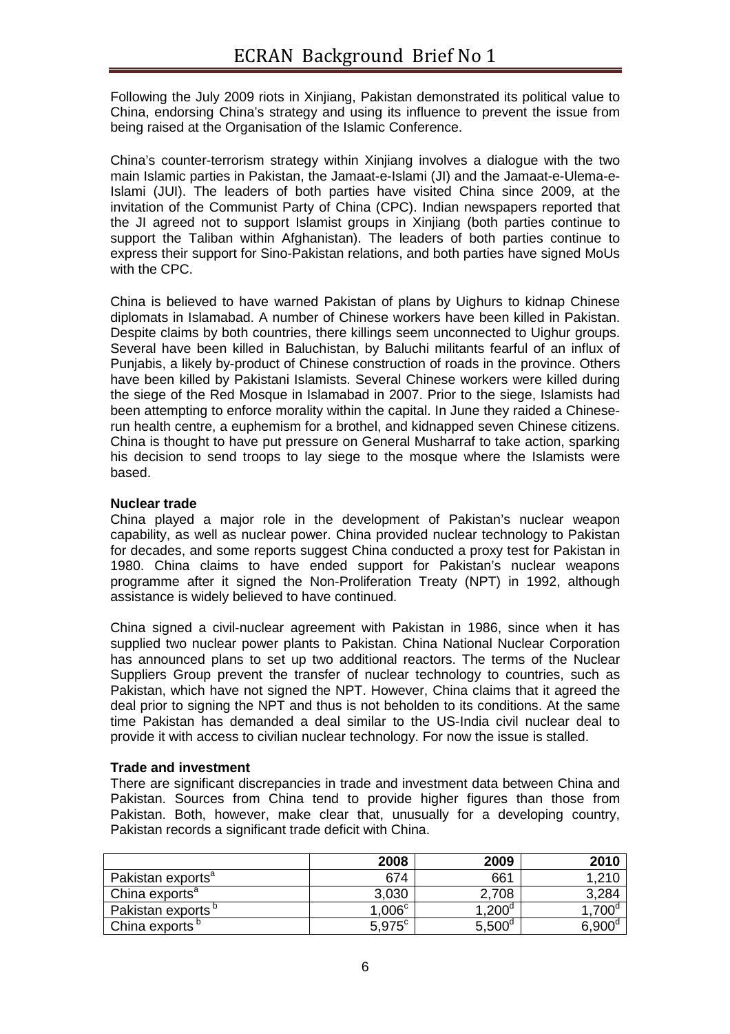Following the July 2009 riots in Xinjiang, Pakistan demonstrated its political value to China, endorsing China's strategy and using its influence to prevent the issue from being raised at the Organisation of the Islamic Conference.

China's counter-terrorism strategy within Xinjiang involves a dialogue with the two main Islamic parties in Pakistan, the Jamaat-e-Islami (JI) and the Jamaat-e-Ulema-e-Islami (JUI). The leaders of both parties have visited China since 2009, at the invitation of the Communist Party of China (CPC). Indian newspapers reported that the JI agreed not to support Islamist groups in Xinjiang (both parties continue to support the Taliban within Afghanistan). The leaders of both parties continue to express their support for Sino-Pakistan relations, and both parties have signed MoUs with the CPC.

China is believed to have warned Pakistan of plans by Uighurs to kidnap Chinese diplomats in Islamabad. A number of Chinese workers have been killed in Pakistan. Despite claims by both countries, there killings seem unconnected to Uighur groups. Several have been killed in Baluchistan, by Baluchi militants fearful of an influx of Punjabis, a likely by-product of Chinese construction of roads in the province. Others have been killed by Pakistani Islamists. Several Chinese workers were killed during the siege of the Red Mosque in Islamabad in 2007. Prior to the siege, Islamists had been attempting to enforce morality within the capital. In June they raided a Chinese-run health centre, a euphemism for a brothel, and kidnapped seven Chinese citizens. China is thought to have put pressure on General Musharraf to take action, sparking his decision to send troops to lay siege to the mosque where the Islamists were based.

**Nuclear trade**

China played a major role in the development of Pakistan's nuclear weapon capability, as well as nuclear power. China provided nuclear technology to Pakistan for decades, and some reports suggest China conducted a proxy test for Pakistan in 1980. China claims to have ended support for Pakistan's nuclear weapons programme after it signed the Non-Proliferation Treaty (NPT) in 1992, although assistance is widely believed to have continued.

China signed a civil-nuclear agreement with Pakistan in 1986, since when it has supplied two nuclear power plants to Pakistan. China National Nuclear Corporation has announced plans to set up two additional reactors. The terms of the Nuclear Suppliers Group prevent the transfer of nuclear technology to countries, such as Pakistan, which have not signed the NPT. However, China claims that it agreed the deal prior to signing the NPT and thus is not beholden to its conditions. At the same time Pakistan has demanded a deal similar to the US-India civil nuclear deal to provide it with access to civilian nuclear technology. For now the issue is stalled.

**Trade and investment**

There are significant discrepancies in trade and investment data between China and Pakistan. Sources from China tend to provide higher figures than those from Pakistan. Both, however, make clear that, unusually for a developing country, Pakistan records a significant trade deficit with China.

| | 2008 | 2009 | 2010 |
|---|---|---|---|
| Pakistan exports[a] | 674 | 661 | 1,210 |
| China exports[a] | 3,030 | 2,708 | 3,284 |
| Pakistan exports[b] | 1,006[c] | 1,200[d] | 1,700[d] |
| China exports[b] | 5,975[c] | 5,500[d] | 6,900[d] |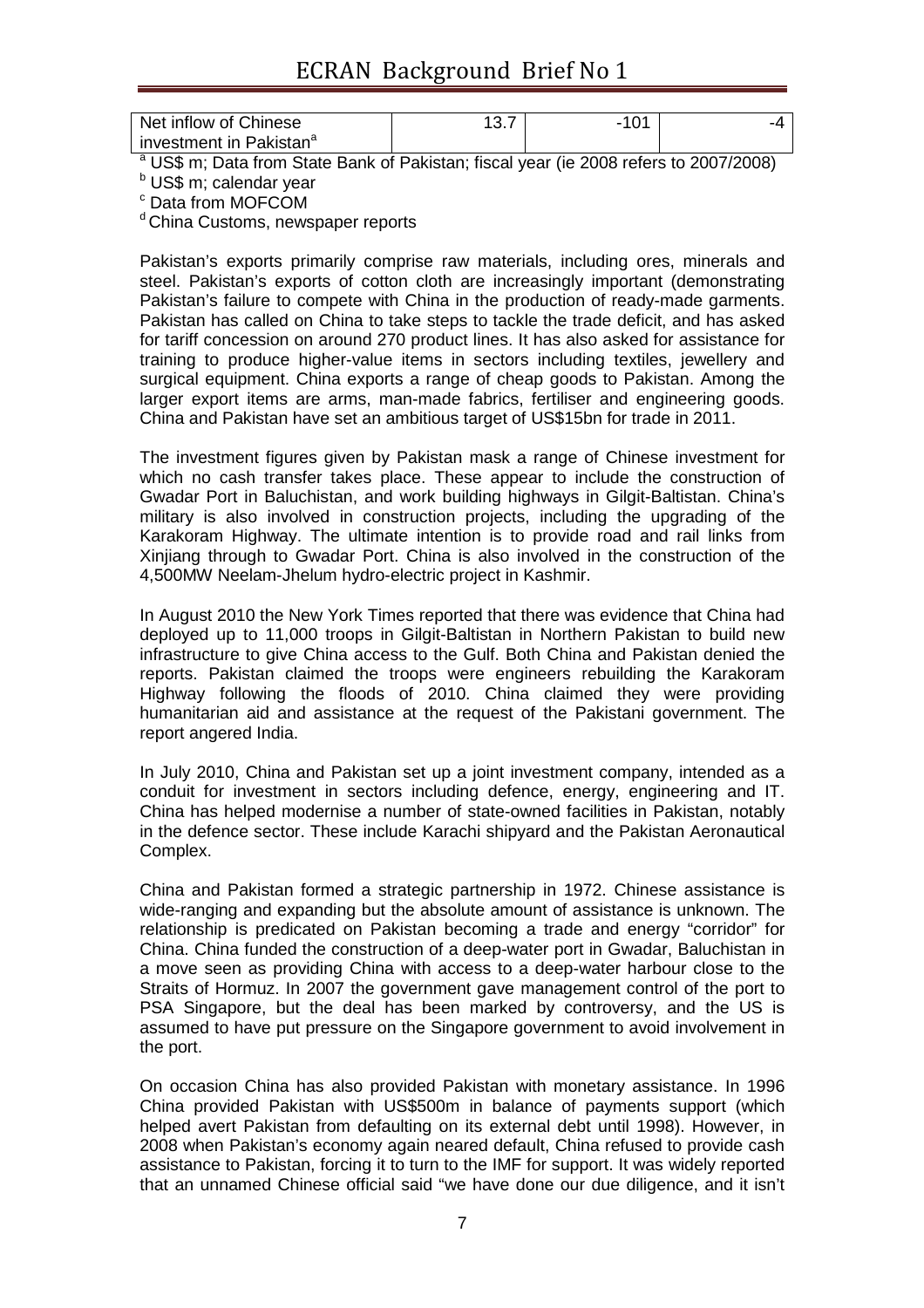| Net inflow of Chinese investment in Pakistan[a] | 13.7 | -101 | -4 |
|---|---|---|---|

[a] US$ m; Data from State Bank of Pakistan; fiscal year (ie 2008 refers to 2007/2008)
[b] US$ m; calendar year
[c] Data from MOFCOM
[d] China Customs, newspaper reports

Pakistan's exports primarily comprise raw materials, including ores, minerals and steel. Pakistan's exports of cotton cloth are increasingly important (demonstrating Pakistan's failure to compete with China in the production of ready-made garments. Pakistan has called on China to take steps to tackle the trade deficit, and has asked for tariff concession on around 270 product lines. It has also asked for assistance for training to produce higher-value items in sectors including textiles, jewellery and surgical equipment. China exports a range of cheap goods to Pakistan. Among the larger export items are arms, man-made fabrics, fertiliser and engineering goods. China and Pakistan have set an ambitious target of US$15bn for trade in 2011.

The investment figures given by Pakistan mask a range of Chinese investment for which no cash transfer takes place. These appear to include the construction of Gwadar Port in Baluchistan, and work building highways in Gilgit-Baltistan. China's military is also involved in construction projects, including the upgrading of the Karakoram Highway. The ultimate intention is to provide road and rail links from Xinjiang through to Gwadar Port. China is also involved in the construction of the 4,500MW Neelam-Jhelum hydro-electric project in Kashmir.

In August 2010 the New York Times reported that there was evidence that China had deployed up to 11,000 troops in Gilgit-Baltistan in Northern Pakistan to build new infrastructure to give China access to the Gulf. Both China and Pakistan denied the reports. Pakistan claimed the troops were engineers rebuilding the Karakoram Highway following the floods of 2010. China claimed they were providing humanitarian aid and assistance at the request of the Pakistani government. The report angered India.

In July 2010, China and Pakistan set up a joint investment company, intended as a conduit for investment in sectors including defence, energy, engineering and IT. China has helped modernise a number of state-owned facilities in Pakistan, notably in the defence sector. These include Karachi shipyard and the Pakistan Aeronautical Complex.

China and Pakistan formed a strategic partnership in 1972. Chinese assistance is wide-ranging and expanding but the absolute amount of assistance is unknown. The relationship is predicated on Pakistan becoming a trade and energy "corridor" for China. China funded the construction of a deep-water port in Gwadar, Baluchistan in a move seen as providing China with access to a deep-water harbour close to the Straits of Hormuz. In 2007 the government gave management control of the port to PSA Singapore, but the deal has been marked by controversy, and the US is assumed to have put pressure on the Singapore government to avoid involvement in the port.

On occasion China has also provided Pakistan with monetary assistance. In 1996 China provided Pakistan with US$500m in balance of payments support (which helped avert Pakistan from defaulting on its external debt until 1998). However, in 2008 when Pakistan's economy again neared default, China refused to provide cash assistance to Pakistan, forcing it to turn to the IMF for support. It was widely reported that an unnamed Chinese official said "we have done our due diligence, and it isn't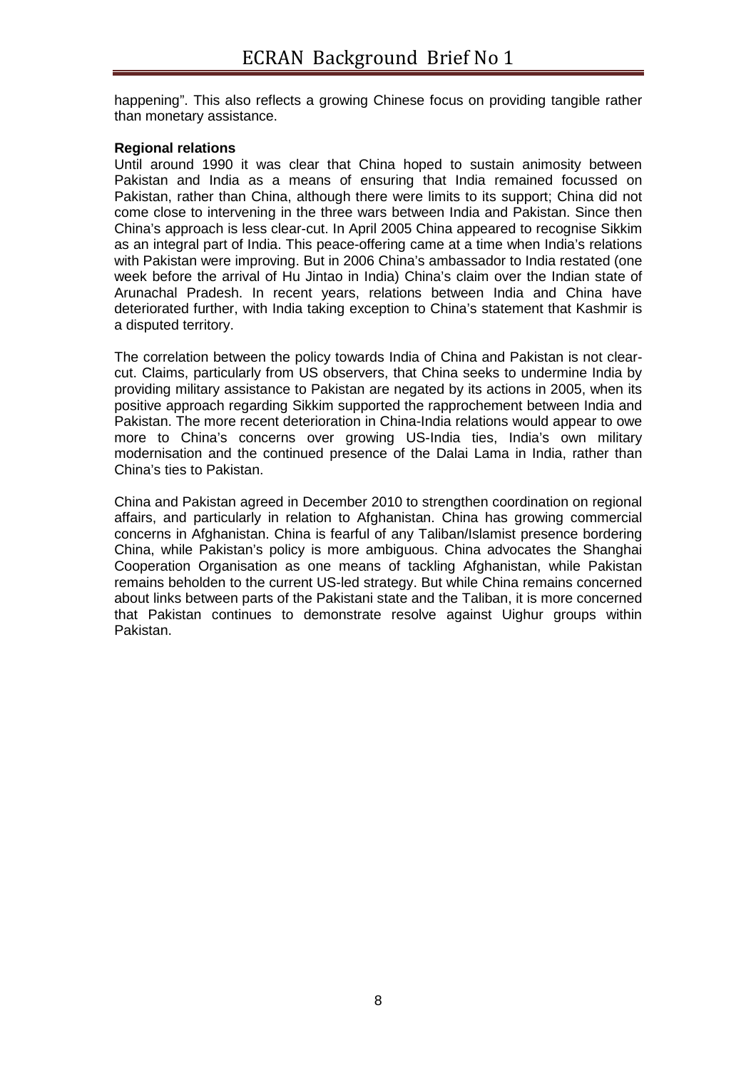happening". This also reflects a growing Chinese focus on providing tangible rather than monetary assistance.

**Regional relations**

Until around 1990 it was clear that China hoped to sustain animosity between Pakistan and India as a means of ensuring that India remained focussed on Pakistan, rather than China, although there were limits to its support; China did not come close to intervening in the three wars between India and Pakistan. Since then China's approach is less clear-cut. In April 2005 China appeared to recognise Sikkim as an integral part of India. This peace-offering came at a time when India's relations with Pakistan were improving. But in 2006 China's ambassador to India restated (one week before the arrival of Hu Jintao in India) China's claim over the Indian state of Arunachal Pradesh. In recent years, relations between India and China have deteriorated further, with India taking exception to China's statement that Kashmir is a disputed territory.

The correlation between the policy towards India of China and Pakistan is not clear-cut. Claims, particularly from US observers, that China seeks to undermine India by providing military assistance to Pakistan are negated by its actions in 2005, when its positive approach regarding Sikkim supported the rapprochement between India and Pakistan. The more recent deterioration in China-India relations would appear to owe more to China's concerns over growing US-India ties, India's own military modernisation and the continued presence of the Dalai Lama in India, rather than China's ties to Pakistan.

China and Pakistan agreed in December 2010 to strengthen coordination on regional affairs, and particularly in relation to Afghanistan. China has growing commercial concerns in Afghanistan. China is fearful of any Taliban/Islamist presence bordering China, while Pakistan's policy is more ambiguous. China advocates the Shanghai Cooperation Organisation as one means of tackling Afghanistan, while Pakistan remains beholden to the current US-led strategy. But while China remains concerned about links between parts of the Pakistani state and the Taliban, it is more concerned that Pakistan continues to demonstrate resolve against Uighur groups within Pakistan.